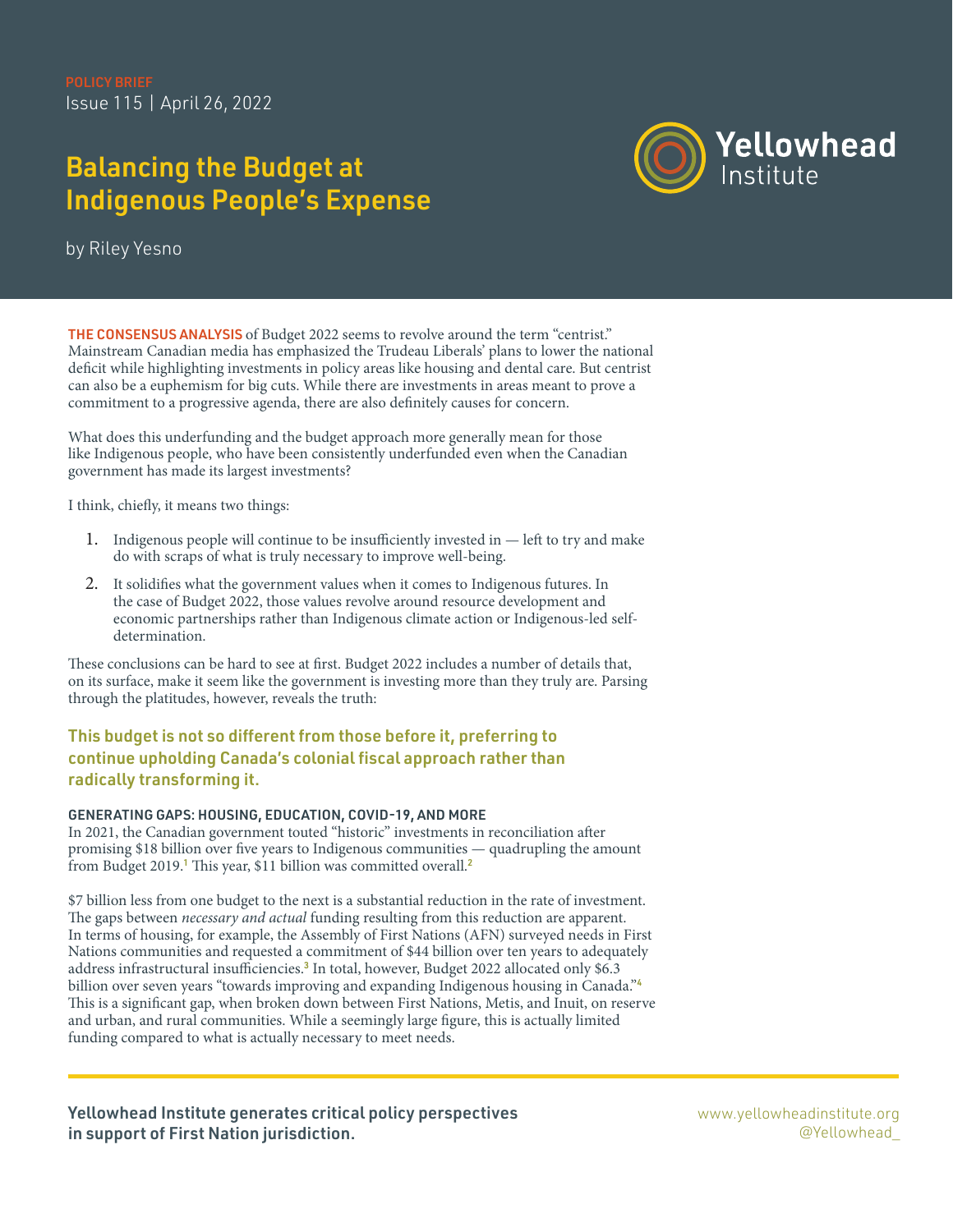POLICY BRIEF
Issue 115 | April 26, 2022

# Balancing the Budget at Indigenous People's Expense

by Riley Yesno

**THE CONSENSUS ANALYSIS** of Budget 2022 seems to revolve around the term "centrist." Mainstream Canadian media has emphasized the Trudeau Liberals' plans to lower the national deficit while highlighting investments in policy areas like housing and dental care. But centrist can also be a euphemism for big cuts. While there are investments in areas meant to prove a commitment to a progressive agenda, there are also definitely causes for concern.

What does this underfunding and the budget approach more generally mean for those like Indigenous people, who have been consistently underfunded even when the Canadian government has made its largest investments?

I think, chiefly, it means two things:

1. Indigenous people will continue to be insufficiently invested in — left to try and make do with scraps of what is truly necessary to improve well-being.
2. It solidifies what the government values when it comes to Indigenous futures. In the case of Budget 2022, those values revolve around resource development and economic partnerships rather than Indigenous climate action or Indigenous-led self-determination.

These conclusions can be hard to see at first. Budget 2022 includes a number of details that, on its surface, make it seem like the government is investing more than they truly are. Parsing through the platitudes, however, reveals the truth:

**This budget is not so different from those before it, preferring to continue upholding Canada's colonial fiscal approach rather than radically transforming it.**

### GENERATING GAPS: HOUSING, EDUCATION, COVID-19, AND MORE

In 2021, the Canadian government touted "historic" investments in reconciliation after promising $18 billion over five years to Indigenous communities — quadrupling the amount from Budget 2019.[1] This year, $11 billion was committed overall.[2]

$7 billion less from one budget to the next is a substantial reduction in the rate of investment. The gaps between *necessary and actual* funding resulting from this reduction are apparent. In terms of housing, for example, the Assembly of First Nations (AFN) surveyed needs in First Nations communities and requested a commitment of $44 billion over ten years to adequately address infrastructural insufficiencies.[3] In total, however, Budget 2022 allocated only $6.3 billion over seven years "towards improving and expanding Indigenous housing in Canada."[4] This is a significant gap, when broken down between First Nations, Metis, and Inuit, on reserve and urban, and rural communities. While a seemingly large figure, this is actually limited funding compared to what is actually necessary to meet needs.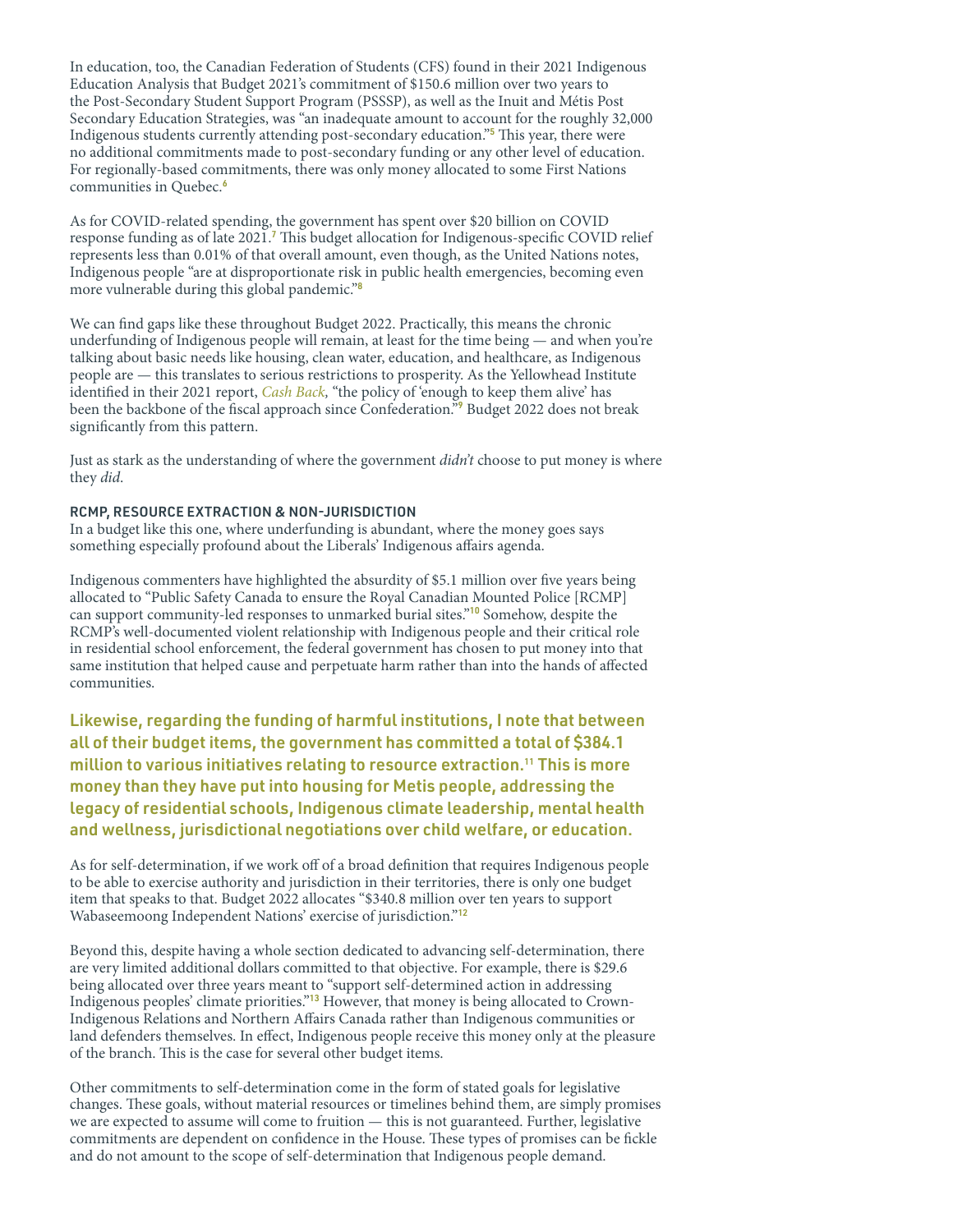In education, too, the Canadian Federation of Students (CFS) found in their 2021 Indigenous Education Analysis that Budget 2021's commitment of $150.6 million over two years to the Post-Secondary Student Support Program (PSSSP), as well as the Inuit and Métis Post Secondary Education Strategies, was "an inadequate amount to account for the roughly 32,000 Indigenous students currently attending post-secondary education."[5] This year, there were no additional commitments made to post-secondary funding or any other level of education. For regionally-based commitments, there was only money allocated to some First Nations communities in Quebec.[6]

As for COVID-related spending, the government has spent over $20 billion on COVID response funding as of late 2021.[7] This budget allocation for Indigenous-specific COVID relief represents less than 0.01% of that overall amount, even though, as the United Nations notes, Indigenous people "are at disproportionate risk in public health emergencies, becoming even more vulnerable during this global pandemic."[8]

We can find gaps like these throughout Budget 2022. Practically, this means the chronic underfunding of Indigenous people will remain, at least for the time being — and when you're talking about basic needs like housing, clean water, education, and healthcare, as Indigenous people are — this translates to serious restrictions to prosperity. As the Yellowhead Institute identified in their 2021 report, *Cash Back,* "the policy of 'enough to keep them alive' has been the backbone of the fiscal approach since Confederation."[9] Budget 2022 does not break significantly from this pattern.

Just as stark as the understanding of where the government *didn't* choose to put money is where they *did*.

#### RCMP, RESOURCE EXTRACTION & NON-JURISDICTION

In a budget like this one, where underfunding is abundant, where the money goes says something especially profound about the Liberals' Indigenous affairs agenda.

Indigenous commenters have highlighted the absurdity of $5.1 million over five years being allocated to "Public Safety Canada to ensure the Royal Canadian Mounted Police [RCMP] can support community-led responses to unmarked burial sites."[10] Somehow, despite the RCMP's well-documented violent relationship with Indigenous people and their critical role in residential school enforcement, the federal government has chosen to put money into that same institution that helped cause and perpetuate harm rather than into the hands of affected communities.

**Likewise, regarding the funding of harmful institutions, I note that between all of their budget items, the government has committed a total of $384.1 million to various initiatives relating to resource extraction.[11] This is more money than they have put into housing for Metis people, addressing the legacy of residential schools, Indigenous climate leadership, mental health and wellness, jurisdictional negotiations over child welfare, or education.**

As for self-determination, if we work off of a broad definition that requires Indigenous people to be able to exercise authority and jurisdiction in their territories, there is only one budget item that speaks to that. Budget 2022 allocates "$340.8 million over ten years to support Wabaseemoong Independent Nations' exercise of jurisdiction."[12]

Beyond this, despite having a whole section dedicated to advancing self-determination, there are very limited additional dollars committed to that objective. For example, there is $29.6 being allocated over three years meant to "support self-determined action in addressing Indigenous peoples' climate priorities."[13] However, that money is being allocated to Crown-Indigenous Relations and Northern Affairs Canada rather than Indigenous communities or land defenders themselves. In effect, Indigenous people receive this money only at the pleasure of the branch. This is the case for several other budget items.

Other commitments to self-determination come in the form of stated goals for legislative changes. These goals, without material resources or timelines behind them, are simply promises we are expected to assume will come to fruition — this is not guaranteed. Further, legislative commitments are dependent on confidence in the House. These types of promises can be fickle and do not amount to the scope of self-determination that Indigenous people demand.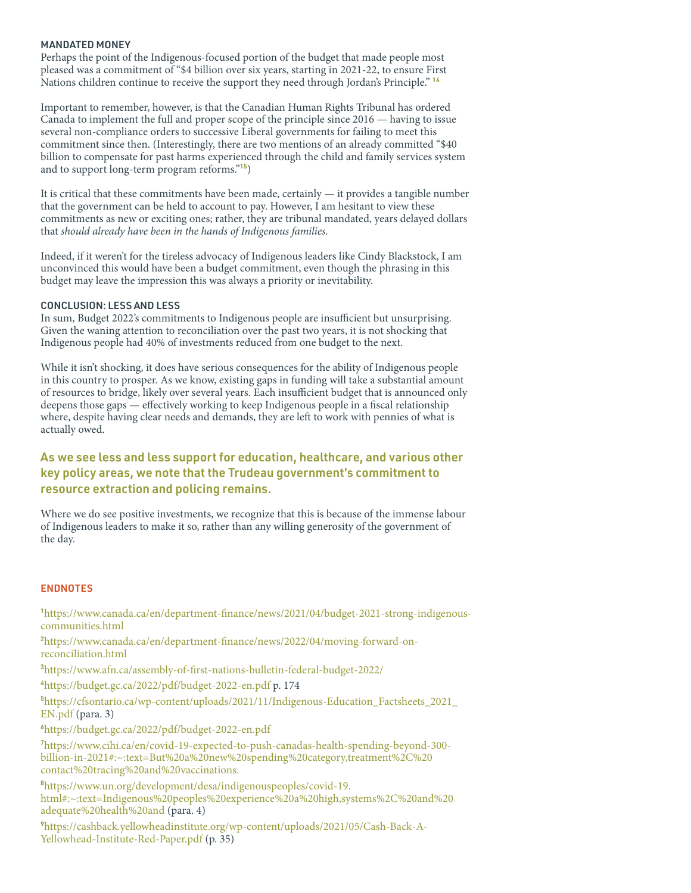### MANDATED MONEY

Perhaps the point of the Indigenous-focused portion of the budget that made people most pleased was a commitment of "$4 billion over six years, starting in 2021-22, to ensure First Nations children continue to receive the support they need through Jordan's Principle." [14]

Important to remember, however, is that the Canadian Human Rights Tribunal has ordered Canada to implement the full and proper scope of the principle since 2016 — having to issue several non-compliance orders to successive Liberal governments for failing to meet this commitment since then. (Interestingly, there are two mentions of an already committed "$40 billion to compensate for past harms experienced through the child and family services system and to support long-term program reforms."[15])

It is critical that these commitments have been made, certainly — it provides a tangible number that the government can be held to account to pay. However, I am hesitant to view these commitments as new or exciting ones; rather, they are tribunal mandated, years delayed dollars that *should already have been in the hands of Indigenous families.*

Indeed, if it weren't for the tireless advocacy of Indigenous leaders like Cindy Blackstock, I am unconvinced this would have been a budget commitment, even though the phrasing in this budget may leave the impression this was always a priority or inevitability.

### CONCLUSION: LESS AND LESS

In sum, Budget 2022's commitments to Indigenous people are insufficient but unsurprising. Given the waning attention to reconciliation over the past two years, it is not shocking that Indigenous people had 40% of investments reduced from one budget to the next.

While it isn't shocking, it does have serious consequences for the ability of Indigenous people in this country to prosper. As we know, existing gaps in funding will take a substantial amount of resources to bridge, likely over several years. Each insufficient budget that is announced only deepens those gaps — effectively working to keep Indigenous people in a fiscal relationship where, despite having clear needs and demands, they are left to work with pennies of what is actually owed.

**As we see less and less support for education, healthcare, and various other key policy areas, we note that the Trudeau government's commitment to resource extraction and policing remains.**

Where we do see positive investments, we recognize that this is because of the immense labour of Indigenous leaders to make it so, rather than any willing generosity of the government of the day.

### ENDNOTES

[1] https://www.canada.ca/en/department-finance/news/2021/04/budget-2021-strong-indigenous-communities.html

[2] https://www.canada.ca/en/department-finance/news/2022/04/moving-forward-on-reconciliation.html

[3] https://www.afn.ca/assembly-of-first-nations-bulletin-federal-budget-2022/

[4] https://budget.gc.ca/2022/pdf/budget-2022-en.pdf p. 174

[5] https://cfsontario.ca/wp-content/uploads/2021/11/Indigenous-Education_Factsheets_2021_EN.pdf (para. 3)

[6] https://budget.gc.ca/2022/pdf/budget-2022-en.pdf

[7] https://www.cihi.ca/en/covid-19-expected-to-push-canadas-health-spending-beyond-300-billion-in-2021#:~:text=But%20a%20new%20spending%20category,treatment%2C%20contact%20tracing%20and%20vaccinations.

[8] https://www.un.org/development/desa/indigenouspeoples/covid-19.html#:~:text=Indigenous%20peoples%20experience%20a%20high,systems%2C%20and%20adequate%20health%20and (para. 4)

[9] https://cashback.yellowheadinstitute.org/wp-content/uploads/2021/05/Cash-Back-A-Yellowhead-Institute-Red-Paper.pdf (p. 35)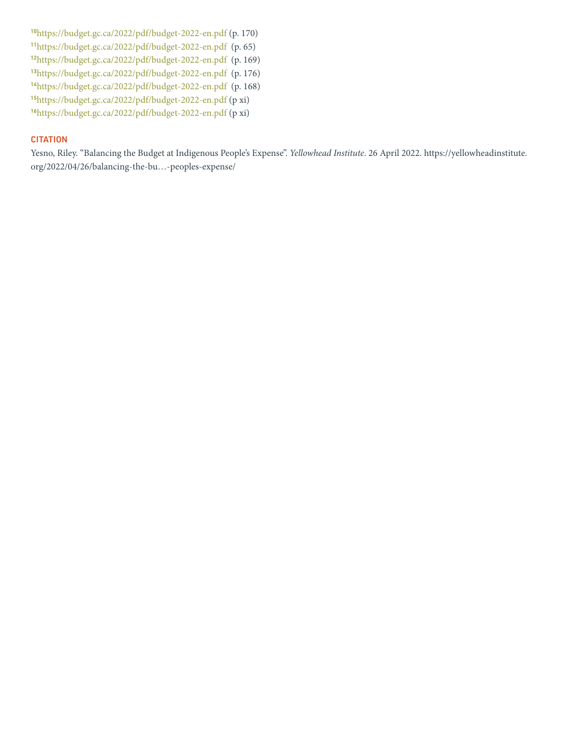[10]https://budget.gc.ca/2022/pdf/budget-2022-en.pdf (p. 170)
[11]https://budget.gc.ca/2022/pdf/budget-2022-en.pdf (p. 65)
[12]https://budget.gc.ca/2022/pdf/budget-2022-en.pdf (p. 169)
[13]https://budget.gc.ca/2022/pdf/budget-2022-en.pdf (p. 176)
[14]https://budget.gc.ca/2022/pdf/budget-2022-en.pdf (p. 168)
[15]https://budget.gc.ca/2022/pdf/budget-2022-en.pdf (p xi)
[16]https://budget.gc.ca/2022/pdf/budget-2022-en.pdf (p xi)

### CITATION

Yesno, Riley. "Balancing the Budget at Indigenous People's Expense". *Yellowhead Institute*. 26 April 2022. https://yellowheadinstitute.org/2022/04/26/balancing-the-bu…-peoples-expense/